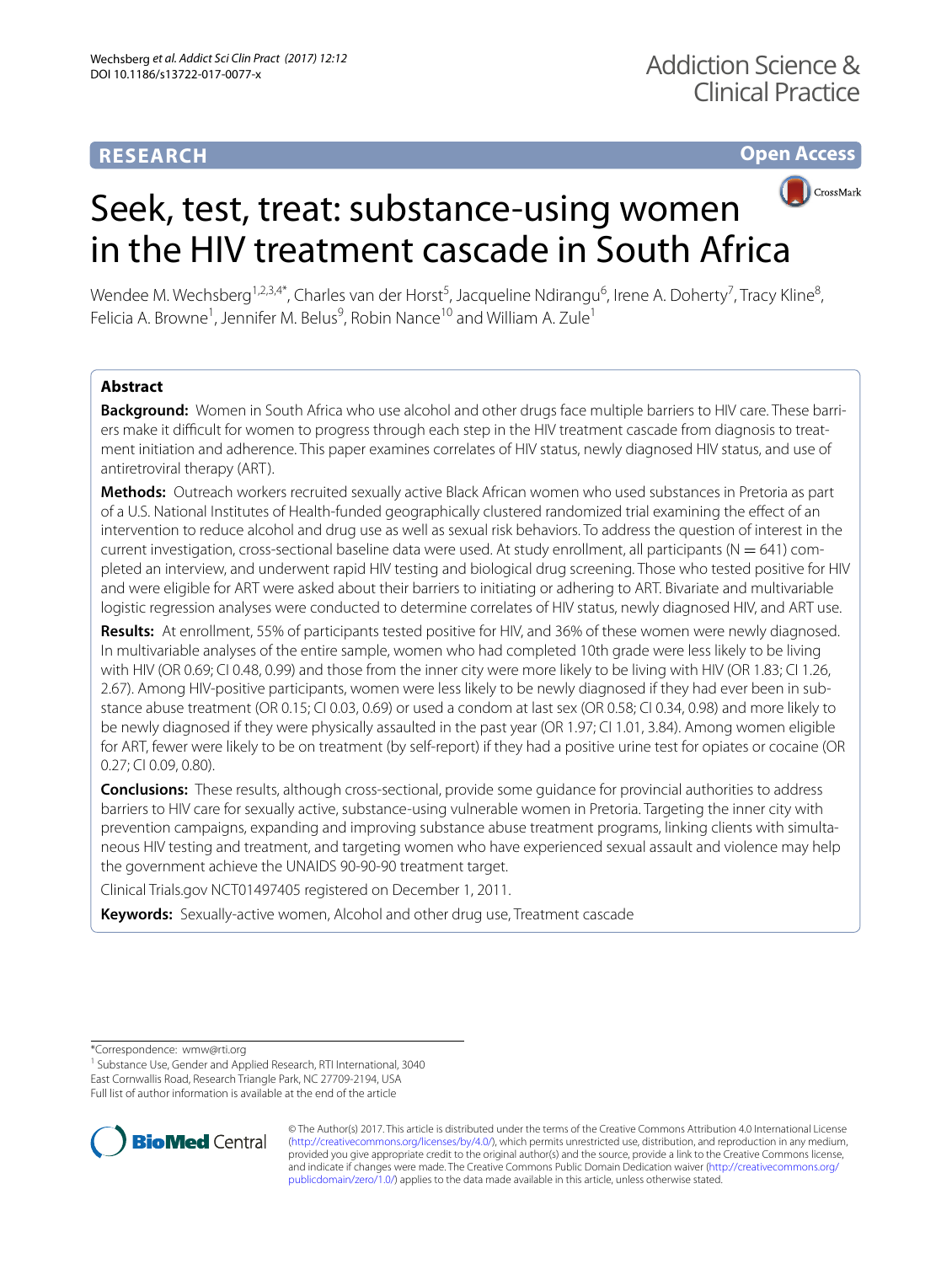**RESEARCH** **Open Access**

# Seek, test, treat: substance-using women in the HIV treatment cascade in South Africa

Wendee M. Wechsberg[1,2,3,4*], Charles van der Horst[5], Jacqueline Ndirangu[6], Irene A. Doherty[7], Tracy Kline[8], Felicia A. Browne[1], Jennifer M. Belus[9], Robin Nance[10] and William A. Zule[1]

## Abstract

**Background:** Women in South Africa who use alcohol and other drugs face multiple barriers to HIV care. These barriers make it difficult for women to progress through each step in the HIV treatment cascade from diagnosis to treatment initiation and adherence. This paper examines correlates of HIV status, newly diagnosed HIV status, and use of antiretroviral therapy (ART).

**Methods:** Outreach workers recruited sexually active Black African women who used substances in Pretoria as part of a U.S. National Institutes of Health-funded geographically clustered randomized trial examining the effect of an intervention to reduce alcohol and drug use as well as sexual risk behaviors. To address the question of interest in the current investigation, cross-sectional baseline data were used. At study enrollment, all participants (N = 641) completed an interview, and underwent rapid HIV testing and biological drug screening. Those who tested positive for HIV and were eligible for ART were asked about their barriers to initiating or adhering to ART. Bivariate and multivariable logistic regression analyses were conducted to determine correlates of HIV status, newly diagnosed HIV, and ART use.

**Results:** At enrollment, 55% of participants tested positive for HIV, and 36% of these women were newly diagnosed. In multivariable analyses of the entire sample, women who had completed 10th grade were less likely to be living with HIV (OR 0.69; CI 0.48, 0.99) and those from the inner city were more likely to be living with HIV (OR 1.83; CI 1.26, 2.67). Among HIV-positive participants, women were less likely to be newly diagnosed if they had ever been in substance abuse treatment (OR 0.15; CI 0.03, 0.69) or used a condom at last sex (OR 0.58; CI 0.34, 0.98) and more likely to be newly diagnosed if they were physically assaulted in the past year (OR 1.97; CI 1.01, 3.84). Among women eligible for ART, fewer were likely to be on treatment (by self-report) if they had a positive urine test for opiates or cocaine (OR 0.27; CI 0.09, 0.80).

**Conclusions:** These results, although cross-sectional, provide some guidance for provincial authorities to address barriers to HIV care for sexually active, substance-using vulnerable women in Pretoria. Targeting the inner city with prevention campaigns, expanding and improving substance abuse treatment programs, linking clients with simultaneous HIV testing and treatment, and targeting women who have experienced sexual assault and violence may help the government achieve the UNAIDS 90-90-90 treatment target.

Clinical Trials.gov NCT01497405 registered on December 1, 2011.

**Keywords:** Sexually-active women, Alcohol and other drug use, Treatment cascade

*Correspondence: wmw@rti.org
[1] Substance Use, Gender and Applied Research, RTI International, 3040 East Cornwallis Road, Research Triangle Park, NC 27709-2194, USA
Full list of author information is available at the end of the article

© The Author(s) 2017. This article is distributed under the terms of the Creative Commons Attribution 4.0 International License (http://creativecommons.org/licenses/by/4.0/), which permits unrestricted use, distribution, and reproduction in any medium, provided you give appropriate credit to the original author(s) and the source, provide a link to the Creative Commons license, and indicate if changes were made. The Creative Commons Public Domain Dedication waiver (http://creativecommons.org/publicdomain/zero/1.0/) applies to the data made available in this article, unless otherwise stated.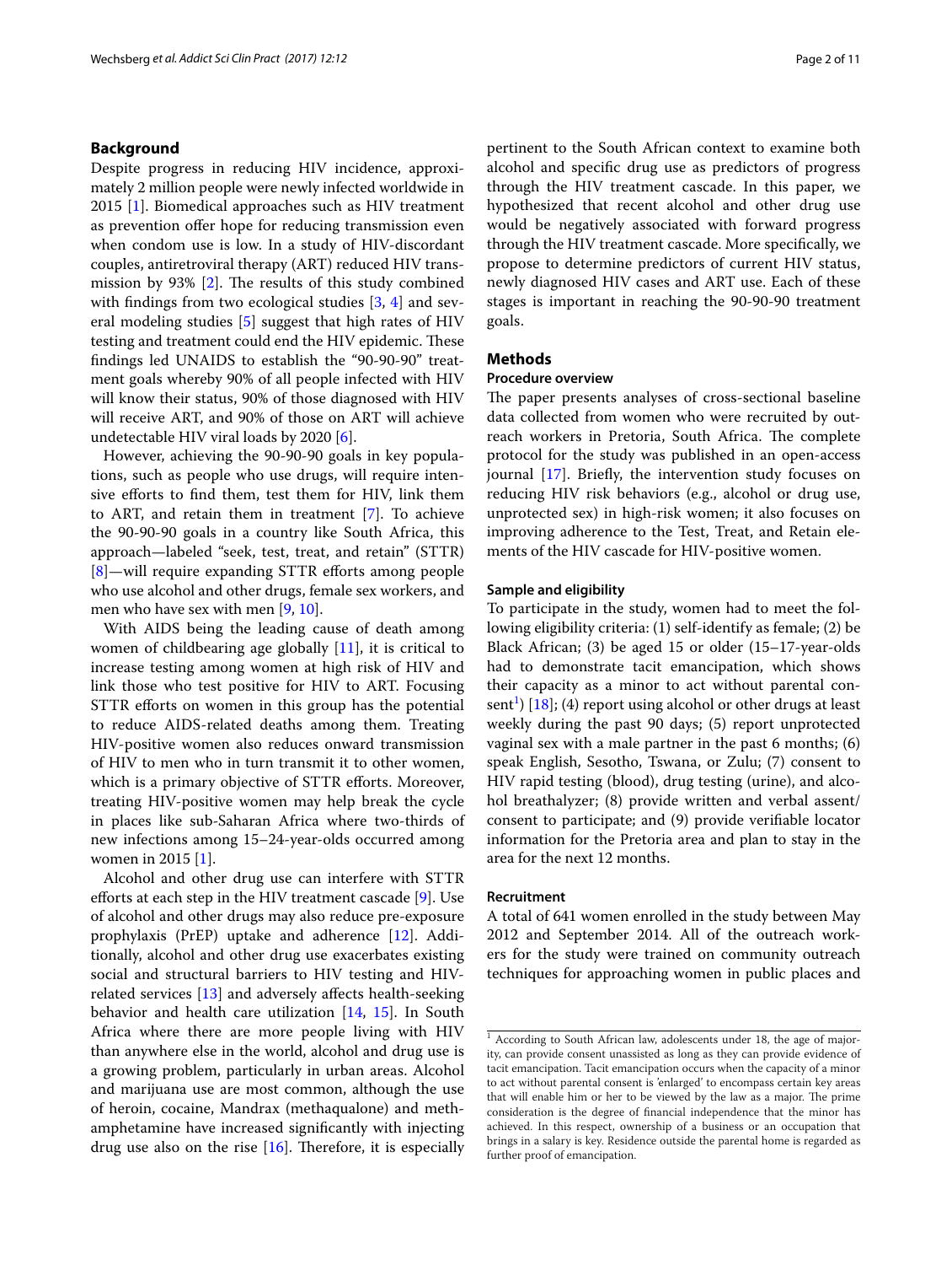## Background

Despite progress in reducing HIV incidence, approximately 2 million people were newly infected worldwide in 2015 [1]. Biomedical approaches such as HIV treatment as prevention offer hope for reducing transmission even when condom use is low. In a study of HIV-discordant couples, antiretroviral therapy (ART) reduced HIV transmission by 93% [2]. The results of this study combined with findings from two ecological studies [3, 4] and several modeling studies [5] suggest that high rates of HIV testing and treatment could end the HIV epidemic. These findings led UNAIDS to establish the "90-90-90" treatment goals whereby 90% of all people infected with HIV will know their status, 90% of those diagnosed with HIV will receive ART, and 90% of those on ART will achieve undetectable HIV viral loads by 2020 [6].

However, achieving the 90-90-90 goals in key populations, such as people who use drugs, will require intensive efforts to find them, test them for HIV, link them to ART, and retain them in treatment [7]. To achieve the 90-90-90 goals in a country like South Africa, this approach—labeled "seek, test, treat, and retain" (STTR) [8]—will require expanding STTR efforts among people who use alcohol and other drugs, female sex workers, and men who have sex with men [9, 10].

With AIDS being the leading cause of death among women of childbearing age globally [11], it is critical to increase testing among women at high risk of HIV and link those who test positive for HIV to ART. Focusing STTR efforts on women in this group has the potential to reduce AIDS-related deaths among them. Treating HIV-positive women also reduces onward transmission of HIV to men who in turn transmit it to other women, which is a primary objective of STTR efforts. Moreover, treating HIV-positive women may help break the cycle in places like sub-Saharan Africa where two-thirds of new infections among 15–24-year-olds occurred among women in 2015 [1].

Alcohol and other drug use can interfere with STTR efforts at each step in the HIV treatment cascade [9]. Use of alcohol and other drugs may also reduce pre-exposure prophylaxis (PrEP) uptake and adherence [12]. Additionally, alcohol and other drug use exacerbates existing social and structural barriers to HIV testing and HIV-related services [13] and adversely affects health-seeking behavior and health care utilization [14, 15]. In South Africa where there are more people living with HIV than anywhere else in the world, alcohol and drug use is a growing problem, particularly in urban areas. Alcohol and marijuana use are most common, although the use of heroin, cocaine, Mandrax (methaqualone) and methamphetamine have increased significantly with injecting drug use also on the rise [16]. Therefore, it is especially pertinent to the South African context to examine both alcohol and specific drug use as predictors of progress through the HIV treatment cascade. In this paper, we hypothesized that recent alcohol and other drug use would be negatively associated with forward progress through the HIV treatment cascade. More specifically, we propose to determine predictors of current HIV status, newly diagnosed HIV cases and ART use. Each of these stages is important in reaching the 90-90-90 treatment goals.

## Methods

### Procedure overview

The paper presents analyses of cross-sectional baseline data collected from women who were recruited by outreach workers in Pretoria, South Africa. The complete protocol for the study was published in an open-access journal [17]. Briefly, the intervention study focuses on reducing HIV risk behaviors (e.g., alcohol or drug use, unprotected sex) in high-risk women; it also focuses on improving adherence to the Test, Treat, and Retain elements of the HIV cascade for HIV-positive women.

### Sample and eligibility

To participate in the study, women had to meet the following eligibility criteria: (1) self-identify as female; (2) be Black African; (3) be aged 15 or older (15–17-year-olds had to demonstrate tacit emancipation, which shows their capacity as a minor to act without parental consent[1]) [18]; (4) report using alcohol or other drugs at least weekly during the past 90 days; (5) report unprotected vaginal sex with a male partner in the past 6 months; (6) speak English, Sesotho, Tswana, or Zulu; (7) consent to HIV rapid testing (blood), drug testing (urine), and alcohol breathalyzer; (8) provide written and verbal assent/consent to participate; and (9) provide verifiable locator information for the Pretoria area and plan to stay in the area for the next 12 months.

### Recruitment

A total of 641 women enrolled in the study between May 2012 and September 2014. All of the outreach workers for the study were trained on community outreach techniques for approaching women in public places and

[1] According to South African law, adolescents under 18, the age of majority, can provide consent unassisted as long as they can provide evidence of tacit emancipation. Tacit emancipation occurs when the capacity of a minor to act without parental consent is 'enlarged' to encompass certain key areas that will enable him or her to be viewed by the law as a major. The prime consideration is the degree of financial independence that the minor has achieved. In this respect, ownership of a business or an occupation that brings in a salary is key. Residence outside the parental home is regarded as further proof of emancipation.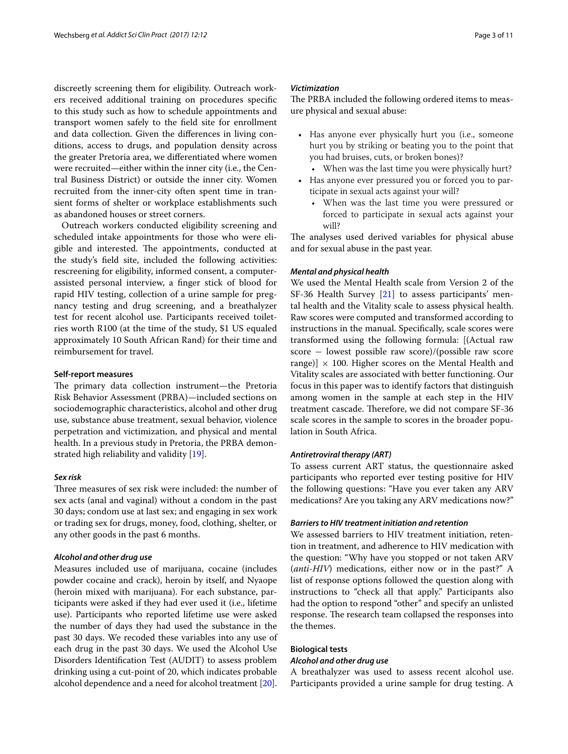discreetly screening them for eligibility. Outreach workers received additional training on procedures specific to this study such as how to schedule appointments and transport women safely to the field site for enrollment and data collection. Given the differences in living conditions, access to drugs, and population density across the greater Pretoria area, we differentiated where women were recruited—either within the inner city (i.e., the Central Business District) or outside the inner city. Women recruited from the inner-city often spent time in transient forms of shelter or workplace establishments such as abandoned houses or street corners.

Outreach workers conducted eligibility screening and scheduled intake appointments for those who were eligible and interested. The appointments, conducted at the study's field site, included the following activities: rescreening for eligibility, informed consent, a computer-assisted personal interview, a finger stick of blood for rapid HIV testing, collection of a urine sample for pregnancy testing and drug screening, and a breathalyzer test for recent alcohol use. Participants received toiletries worth R100 (at the time of the study, $1 US equaled approximately 10 South African Rand) for their time and reimbursement for travel.

### Self-report measures

The primary data collection instrument—the Pretoria Risk Behavior Assessment (PRBA)—included sections on sociodemographic characteristics, alcohol and other drug use, substance abuse treatment, sexual behavior, violence perpetration and victimization, and physical and mental health. In a previous study in Pretoria, the PRBA demonstrated high reliability and validity [19].

#### *Sex risk*

Three measures of sex risk were included: the number of sex acts (anal and vaginal) without a condom in the past 30 days; condom use at last sex; and engaging in sex work or trading sex for drugs, money, food, clothing, shelter, or any other goods in the past 6 months.

#### *Alcohol and other drug use*

Measures included use of marijuana, cocaine (includes powder cocaine and crack), heroin by itself, and Nyaope (heroin mixed with marijuana). For each substance, participants were asked if they had ever used it (i.e., lifetime use). Participants who reported lifetime use were asked the number of days they had used the substance in the past 30 days. We recoded these variables into any use of each drug in the past 30 days. We used the Alcohol Use Disorders Identification Test (AUDIT) to assess problem drinking using a cut-point of 20, which indicates probable alcohol dependence and a need for alcohol treatment [20].

#### *Victimization*

The PRBA included the following ordered items to measure physical and sexual abuse:

- Has anyone ever physically hurt you (i.e., someone hurt you by striking or beating you to the point that you had bruises, cuts, or broken bones)?
  - When was the last time you were physically hurt?
- Has anyone ever pressured you or forced you to participate in sexual acts against your will?
  - When was the last time you were pressured or forced to participate in sexual acts against your will?

The analyses used derived variables for physical abuse and for sexual abuse in the past year.

#### *Mental and physical health*

We used the Mental Health scale from Version 2 of the SF-36 Health Survey [21] to assess participants' mental health and the Vitality scale to assess physical health. Raw scores were computed and transformed according to instructions in the manual. Specifically, scale scores were transformed using the following formula: $[(\text{Actual raw score} - \text{lowest possible raw score})/(\text{possible raw score range})] \times 100$. Higher scores on the Mental Health and Vitality scales are associated with better functioning. Our focus in this paper was to identify factors that distinguish among women in the sample at each step in the HIV treatment cascade. Therefore, we did not compare SF-36 scale scores in the sample to scores in the broader population in South Africa.

#### *Antiretroviral therapy (ART)*

To assess current ART status, the questionnaire asked participants who reported ever testing positive for HIV the following questions: "Have you ever taken any ARV medications? Are you taking any ARV medications now?"

#### *Barriers to HIV treatment initiation and retention*

We assessed barriers to HIV treatment initiation, retention in treatment, and adherence to HIV medication with the question: "Why have you stopped or not taken ARV (*anti-HIV*) medications, either now or in the past?" A list of response options followed the question along with instructions to "check all that apply." Participants also had the option to respond "other" and specify an unlisted response. The research team collapsed the responses into the themes.

### Biological tests

#### *Alcohol and other drug use*

A breathalyzer was used to assess recent alcohol use. Participants provided a urine sample for drug testing. A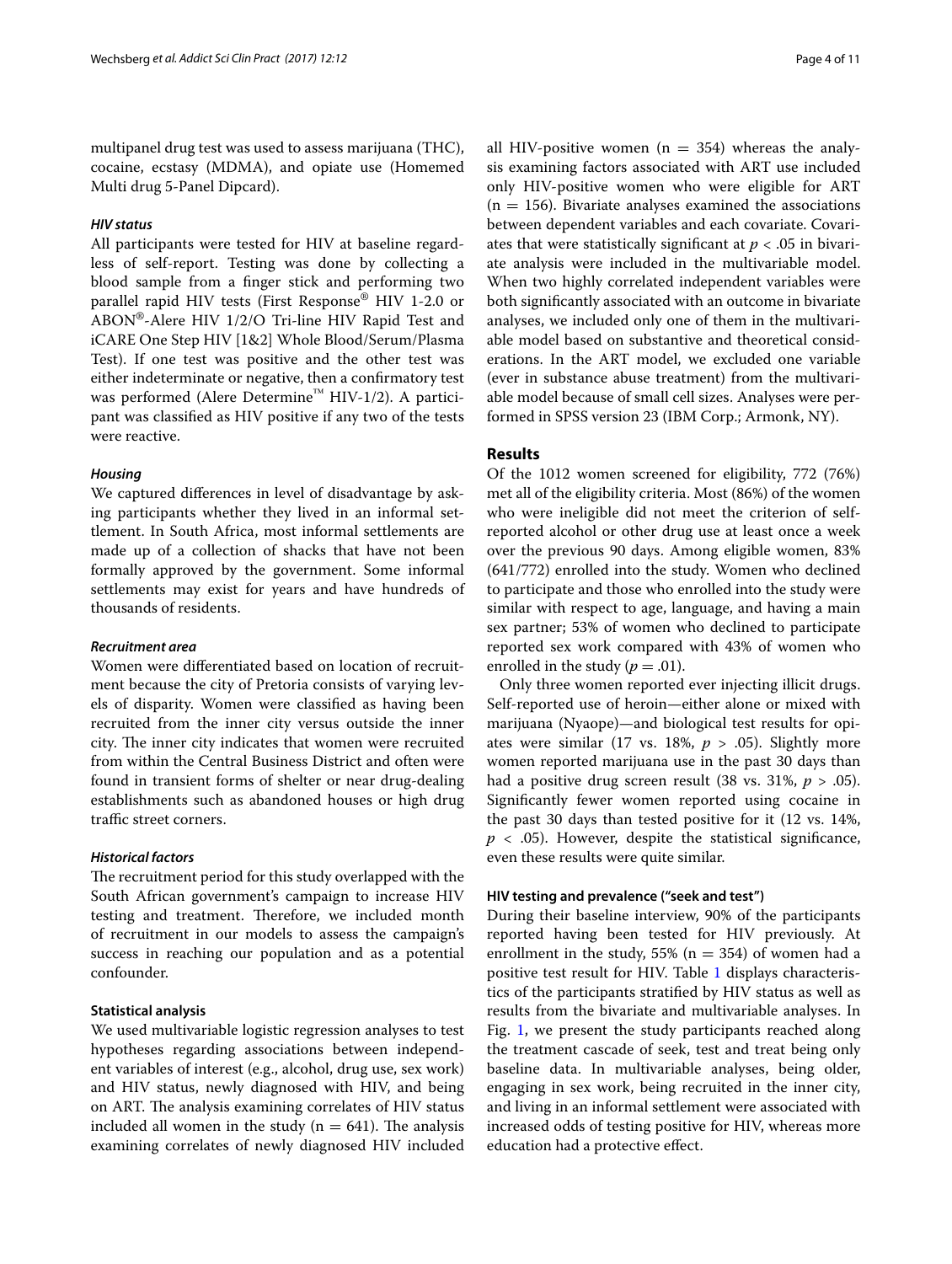multipanel drug test was used to assess marijuana (THC), cocaine, ecstasy (MDMA), and opiate use (Homemed Multi drug 5-Panel Dipcard).

#### *HIV status*

All participants were tested for HIV at baseline regardless of self-report. Testing was done by collecting a blood sample from a finger stick and performing two parallel rapid HIV tests (First Response® HIV 1-2.0 or ABON®-Alere HIV 1/2/O Tri-line HIV Rapid Test and iCARE One Step HIV [1&2] Whole Blood/Serum/Plasma Test). If one test was positive and the other test was either indeterminate or negative, then a confirmatory test was performed (Alere Determine™ HIV-1/2). A participant was classified as HIV positive if any two of the tests were reactive.

#### *Housing*

We captured differences in level of disadvantage by asking participants whether they lived in an informal settlement. In South Africa, most informal settlements are made up of a collection of shacks that have not been formally approved by the government. Some informal settlements may exist for years and have hundreds of thousands of residents.

#### *Recruitment area*

Women were differentiated based on location of recruitment because the city of Pretoria consists of varying levels of disparity. Women were classified as having been recruited from the inner city versus outside the inner city. The inner city indicates that women were recruited from within the Central Business District and often were found in transient forms of shelter or near drug-dealing establishments such as abandoned houses or high drug traffic street corners.

#### *Historical factors*

The recruitment period for this study overlapped with the South African government's campaign to increase HIV testing and treatment. Therefore, we included month of recruitment in our models to assess the campaign's success in reaching our population and as a potential confounder.

### Statistical analysis

We used multivariable logistic regression analyses to test hypotheses regarding associations between independent variables of interest (e.g., alcohol, drug use, sex work) and HIV status, newly diagnosed with HIV, and being on ART. The analysis examining correlates of HIV status included all women in the study (n = 641). The analysis examining correlates of newly diagnosed HIV included all HIV-positive women (n = 354) whereas the analysis examining factors associated with ART use included only HIV-positive women who were eligible for ART (n = 156). Bivariate analyses examined the associations between dependent variables and each covariate. Covariates that were statistically significant at $p < .05$ in bivariate analysis were included in the multivariable model. When two highly correlated independent variables were both significantly associated with an outcome in bivariate analyses, we included only one of them in the multivariable model based on substantive and theoretical considerations. In the ART model, we excluded one variable (ever in substance abuse treatment) from the multivariable model because of small cell sizes. Analyses were performed in SPSS version 23 (IBM Corp.; Armonk, NY).

## Results

Of the 1012 women screened for eligibility, 772 (76%) met all of the eligibility criteria. Most (86%) of the women who were ineligible did not meet the criterion of self-reported alcohol or other drug use at least once a week over the previous 90 days. Among eligible women, 83% (641/772) enrolled into the study. Women who declined to participate and those who enrolled into the study were similar with respect to age, language, and having a main sex partner; 53% of women who declined to participate reported sex work compared with 43% of women who enrolled in the study ($p = .01$).

Only three women reported ever injecting illicit drugs. Self-reported use of heroin—either alone or mixed with marijuana (Nyaope)—and biological test results for opiates were similar (17 vs. 18%, $p > .05$). Slightly more women reported marijuana use in the past 30 days than had a positive drug screen result (38 vs. 31%, $p > .05$). Significantly fewer women reported using cocaine in the past 30 days than tested positive for it (12 vs. 14%, $p < .05$). However, despite the statistical significance, even these results were quite similar.

### HIV testing and prevalence ("seek and test")

During their baseline interview, 90% of the participants reported having been tested for HIV previously. At enrollment in the study, 55% (n = 354) of women had a positive test result for HIV. Table 1 displays characteristics of the participants stratified by HIV status as well as results from the bivariate and multivariable analyses. In Fig. 1, we present the study participants reached along the treatment cascade of seek, test and treat being only baseline data. In multivariable analyses, being older, engaging in sex work, being recruited in the inner city, and living in an informal settlement were associated with increased odds of testing positive for HIV, whereas more education had a protective effect.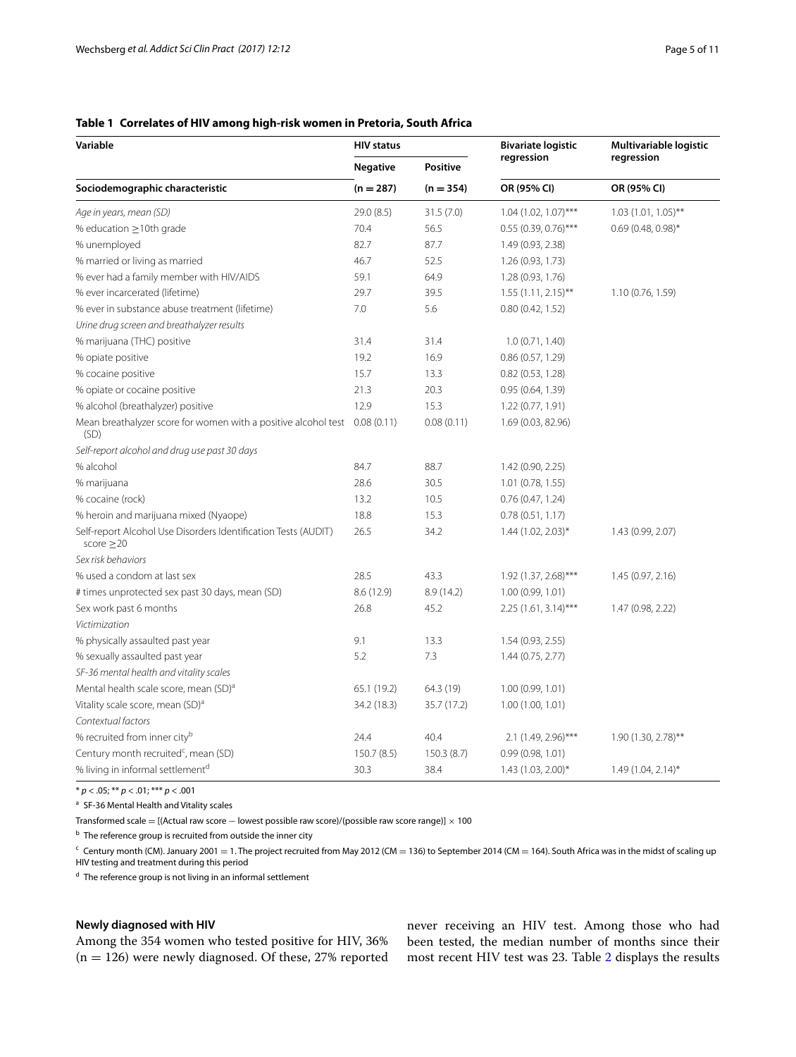**Table 1 Correlates of HIV among high-risk women in Pretoria, South Africa**

| Variable | HIV status | | Bivariate logistic regression | Multivariable logistic regression |
|---|---|---|---|---|
| | Negative | Positive | | |
| Sociodemographic characteristic | (n = 287) | (n = 354) | OR (95% CI) | OR (95% CI) |
| *Age in years, mean (SD)* | 29.0 (8.5) | 31.5 (7.0) | 1.04 (1.02, 1.07)*** | 1.03 (1.01, 1.05)** |
| % education ≥10th grade | 70.4 | 56.5 | 0.55 (0.39, 0.76)*** | 0.69 (0.48, 0.98)* |
| % unemployed | 82.7 | 87.7 | 1.49 (0.93, 2.38) | |
| % married or living as married | 46.7 | 52.5 | 1.26 (0.93, 1.73) | |
| % ever had a family member with HIV/AIDS | 59.1 | 64.9 | 1.28 (0.93, 1.76) | |
| % ever incarcerated (lifetime) | 29.7 | 39.5 | 1.55 (1.11, 2.15)** | 1.10 (0.76, 1.59) |
| % ever in substance abuse treatment (lifetime) | 7.0 | 5.6 | 0.80 (0.42, 1.52) | |
| *Urine drug screen and breathalyzer results* | | | | |
| % marijuana (THC) positive | 31.4 | 31.4 | 1.0 (0.71, 1.40) | |
| % opiate positive | 19.2 | 16.9 | 0.86 (0.57, 1.29) | |
| % cocaine positive | 15.7 | 13.3 | 0.82 (0.53, 1.28) | |
| % opiate or cocaine positive | 21.3 | 20.3 | 0.95 (0.64, 1.39) | |
| % alcohol (breathalyzer) positive | 12.9 | 15.3 | 1.22 (0.77, 1.91) | |
| Mean breathalyzer score for women with a positive alcohol test (SD) | 0.08 (0.11) | 0.08 (0.11) | 1.69 (0.03, 82.96) | |
| *Self-report alcohol and drug use past 30 days* | | | | |
| % alcohol | 84.7 | 88.7 | 1.42 (0.90, 2.25) | |
| % marijuana | 28.6 | 30.5 | 1.01 (0.78, 1.55) | |
| % cocaine (rock) | 13.2 | 10.5 | 0.76 (0.47, 1.24) | |
| % heroin and marijuana mixed (Nyaope) | 18.8 | 15.3 | 0.78 (0.51, 1.17) | |
| Self-report Alcohol Use Disorders Identification Tests (AUDIT) score ≥20 | 26.5 | 34.2 | 1.44 (1.02, 2.03)* | 1.43 (0.99, 2.07) |
| *Sex risk behaviors* | | | | |
| % used a condom at last sex | 28.5 | 43.3 | 1.92 (1.37, 2.68)*** | 1.45 (0.97, 2.16) |
| # times unprotected sex past 30 days, mean (SD) | 8.6 (12.9) | 8.9 (14.2) | 1.00 (0.99, 1.01) | |
| Sex work past 6 months | 26.8 | 45.2 | 2.25 (1.61, 3.14)*** | 1.47 (0.98, 2.22) |
| *Victimization* | | | | |
| % physically assaulted past year | 9.1 | 13.3 | 1.54 (0.93, 2.55) | |
| % sexually assaulted past year | 5.2 | 7.3 | 1.44 (0.75, 2.77) | |
| *SF-36 mental health and vitality scales* | | | | |
| Mental health scale score, mean (SD)[a] | 65.1 (19.2) | 64.3 (19) | 1.00 (0.99, 1.01) | |
| Vitality scale score, mean (SD)[a] | 34.2 (18.3) | 35.7 (17.2) | 1.00 (1.00, 1.01) | |
| *Contextual factors* | | | | |
| % recruited from inner city[b] | 24.4 | 40.4 | 2.1 (1.49, 2.96)*** | 1.90 (1.30, 2.78)** |
| Century month recruited[c], mean (SD) | 150.7 (8.5) | 150.3 (8.7) | 0.99 (0.98, 1.01) | |
| % living in informal settlement[d] | 30.3 | 38.4 | 1.43 (1.03, 2.00)* | 1.49 (1.04, 2.14)* |

\* $p < .05$; ** $p < .01$; *** $p < .001$

[a] SF-36 Mental Health and Vitality scales

Transformed scale = [(Actual raw score − lowest possible raw score)/(possible raw score range)] × 100

[b] The reference group is recruited from outside the inner city

[c] Century month (CM). January 2001 = 1. The project recruited from May 2012 (CM = 136) to September 2014 (CM = 164). South Africa was in the midst of scaling up HIV testing and treatment during this period

[d] The reference group is not living in an informal settlement

#### Newly diagnosed with HIV

Among the 354 women who tested positive for HIV, 36% (n = 126) were newly diagnosed. Of these, 27% reported never receiving an HIV test. Among those who had been tested, the median number of months since their most recent HIV test was 23. Table 2 displays the results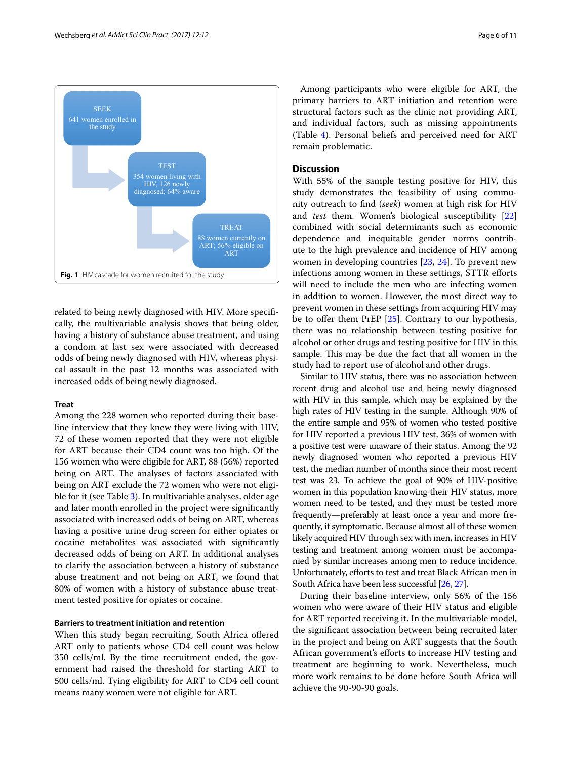SEEK

641 women enrolled in the study

TEST

354 women living with HIV, 126 newly diagnosed; 64% aware

TREAT

88 women currently on ART; 56% eligible on ART

**Fig. 1** HIV cascade for women recruited for the study

related to being newly diagnosed with HIV. More specifically, the multivariable analysis shows that being older, having a history of substance abuse treatment, and using a condom at last sex were associated with decreased odds of being newly diagnosed with HIV, whereas physical assault in the past 12 months was associated with increased odds of being newly diagnosed.

### Treat

Among the 228 women who reported during their baseline interview that they knew they were living with HIV, 72 of these women reported that they were not eligible for ART because their CD4 count was too high. Of the 156 women who were eligible for ART, 88 (56%) reported being on ART. The analyses of factors associated with being on ART exclude the 72 women who were not eligible for it (see Table 3). In multivariable analyses, older age and later month enrolled in the project were significantly associated with increased odds of being on ART, whereas having a positive urine drug screen for either opiates or cocaine metabolites was associated with significantly decreased odds of being on ART. In additional analyses to clarify the association between a history of substance abuse treatment and not being on ART, we found that 80% of women with a history of substance abuse treatment tested positive for opiates or cocaine.

### Barriers to treatment initiation and retention

When this study began recruiting, South Africa offered ART only to patients whose CD4 cell count was below 350 cells/ml. By the time recruitment ended, the government had raised the threshold for starting ART to 500 cells/ml. Tying eligibility for ART to CD4 cell count means many women were not eligible for ART.

Among participants who were eligible for ART, the primary barriers to ART initiation and retention were structural factors such as the clinic not providing ART, and individual factors, such as missing appointments (Table 4). Personal beliefs and perceived need for ART remain problematic.

## Discussion

With 55% of the sample testing positive for HIV, this study demonstrates the feasibility of using community outreach to find (*seek*) women at high risk for HIV and *test* them. Women's biological susceptibility [22] combined with social determinants such as economic dependence and inequitable gender norms contribute to the high prevalence and incidence of HIV among women in developing countries [23, 24]. To prevent new infections among women in these settings, STTR efforts will need to include the men who are infecting women in addition to women. However, the most direct way to prevent women in these settings from acquiring HIV may be to offer them PrEP [25]. Contrary to our hypothesis, there was no relationship between testing positive for alcohol or other drugs and testing positive for HIV in this sample. This may be due the fact that all women in the study had to report use of alcohol and other drugs.

Similar to HIV status, there was no association between recent drug and alcohol use and being newly diagnosed with HIV in this sample, which may be explained by the high rates of HIV testing in the sample. Although 90% of the entire sample and 95% of women who tested positive for HIV reported a previous HIV test, 36% of women with a positive test were unaware of their status. Among the 92 newly diagnosed women who reported a previous HIV test, the median number of months since their most recent test was 23. To achieve the goal of 90% of HIV-positive women in this population knowing their HIV status, more women need to be tested, and they must be tested more frequently—preferably at least once a year and more frequently, if symptomatic. Because almost all of these women likely acquired HIV through sex with men, increases in HIV testing and treatment among women must be accompanied by similar increases among men to reduce incidence. Unfortunately, efforts to test and treat Black African men in South Africa have been less successful [26, 27].

During their baseline interview, only 56% of the 156 women who were aware of their HIV status and eligible for ART reported receiving it. In the multivariable model, the significant association between being recruited later in the project and being on ART suggests that the South African government's efforts to increase HIV testing and treatment are beginning to work. Nevertheless, much more work remains to be done before South Africa will achieve the 90-90-90 goals.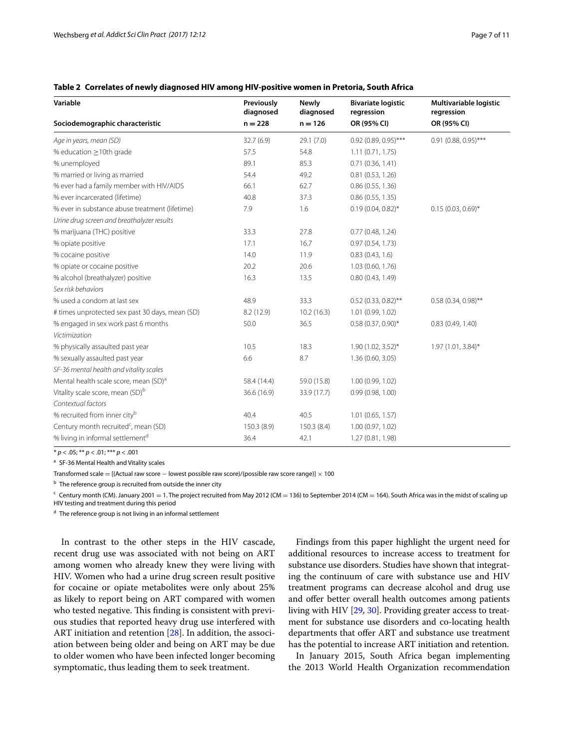**Table 2 Correlates of newly diagnosed HIV among HIV-positive women in Pretoria, South Africa**

| Variable | Previously diagnosed | Newly diagnosed | Bivariate logistic regression | Multivariable logistic regression |
|---|---|---|---|---|
| Sociodemographic characteristic | n = 228 | n = 126 | OR (95% CI) | OR (95% CI) |
| *Age in years, mean (SD)* | 32.7 (6.9) | 29.1 (7.0) | 0.92 (0.89, 0.95)*** | 0.91 (0.88, 0.95)*** |
| % education ≥10th grade | 57.5 | 54.8 | 1.11 (0.71, 1.75) | |
| % unemployed | 89.1 | 85.3 | 0.71 (0.36, 1.41) | |
| % married or living as married | 54.4 | 49.2 | 0.81 (0.53, 1.26) | |
| % ever had a family member with HIV/AIDS | 66.1 | 62.7 | 0.86 (0.55, 1.36) | |
| % ever incarcerated (lifetime) | 40.8 | 37.3 | 0.86 (0.55, 1.35) | |
| % ever in substance abuse treatment (lifetime) | 7.9 | 1.6 | 0.19 (0.04, 0.82)* | 0.15 (0.03, 0.69)* |
| *Urine drug screen and breathalyzer results* | | | | |
| % marijuana (THC) positive | 33.3 | 27.8 | 0.77 (0.48, 1.24) | |
| % opiate positive | 17.1 | 16.7 | 0.97 (0.54, 1.73) | |
| % cocaine positive | 14.0 | 11.9 | 0.83 (0.43, 1.6) | |
| % opiate or cocaine positive | 20.2 | 20.6 | 1.03 (0.60, 1.76) | |
| % alcohol (breathalyzer) positive | 16.3 | 13.5 | 0.80 (0.43, 1.49) | |
| *Sex risk behaviors* | | | | |
| % used a condom at last sex | 48.9 | 33.3 | 0.52 (0.33, 0.82)** | 0.58 (0.34, 0.98)** |
| # times unprotected sex past 30 days, mean (SD) | 8.2 (12.9) | 10.2 (16.3) | 1.01 (0.99, 1.02) | |
| % engaged in sex work past 6 months | 50.0 | 36.5 | 0.58 (0.37, 0.90)* | 0.83 (0.49, 1.40) |
| *Victimization* | | | | |
| % physically assaulted past year | 10.5 | 18.3 | 1.90 (1.02, 3.52)* | 1.97 (1.01, 3.84)* |
| % sexually assaulted past year | 6.6 | 8.7 | 1.36 (0.60, 3.05) | |
| *SF-36 mental health and vitality scales* | | | | |
| Mental health scale score, mean (SD)[a] | 58.4 (14.4) | 59.0 (15.8) | 1.00 (0.99, 1.02) | |
| Vitality scale score, mean (SD)[b] | 36.6 (16.9) | 33.9 (17.7) | 0.99 (0.98, 1.00) | |
| *Contextual factors* | | | | |
| % recruited from inner city[b] | 40.4 | 40.5 | 1.01 (0.65, 1.57) | |
| Century month recruited[c], mean (SD) | 150.3 (8.9) | 150.3 (8.4) | 1.00 (0.97, 1.02) | |
| % living in informal settlement[d] | 36.4 | 42.1 | 1.27 (0.81, 1.98) | |

* $p < .05$; ** $p < .01$; *** $p < .001$

[a] SF-36 Mental Health and Vitality scales

Transformed scale = [(Actual raw score − lowest possible raw score)/(possible raw score range)] × 100

[b] The reference group is recruited from outside the inner city

[c] Century month (CM). January 2001 = 1. The project recruited from May 2012 (CM = 136) to September 2014 (CM = 164). South Africa was in the midst of scaling up HIV testing and treatment during this period

[d] The reference group is not living in an informal settlement

In contrast to the other steps in the HIV cascade, recent drug use was associated with not being on ART among women who already knew they were living with HIV. Women who had a urine drug screen result positive for cocaine or opiate metabolites were only about 25% as likely to report being on ART compared with women who tested negative. This finding is consistent with previous studies that reported heavy drug use interfered with ART initiation and retention [28]. In addition, the association between being older and being on ART may be due to older women who have been infected longer becoming symptomatic, thus leading them to seek treatment.

Findings from this paper highlight the urgent need for additional resources to increase access to treatment for substance use disorders. Studies have shown that integrating the continuum of care with substance use and HIV treatment programs can decrease alcohol and drug use and offer better overall health outcomes among patients living with HIV [29, 30]. Providing greater access to treatment for substance use disorders and co-locating health departments that offer ART and substance use treatment has the potential to increase ART initiation and retention.

In January 2015, South Africa began implementing the 2013 World Health Organization recommendation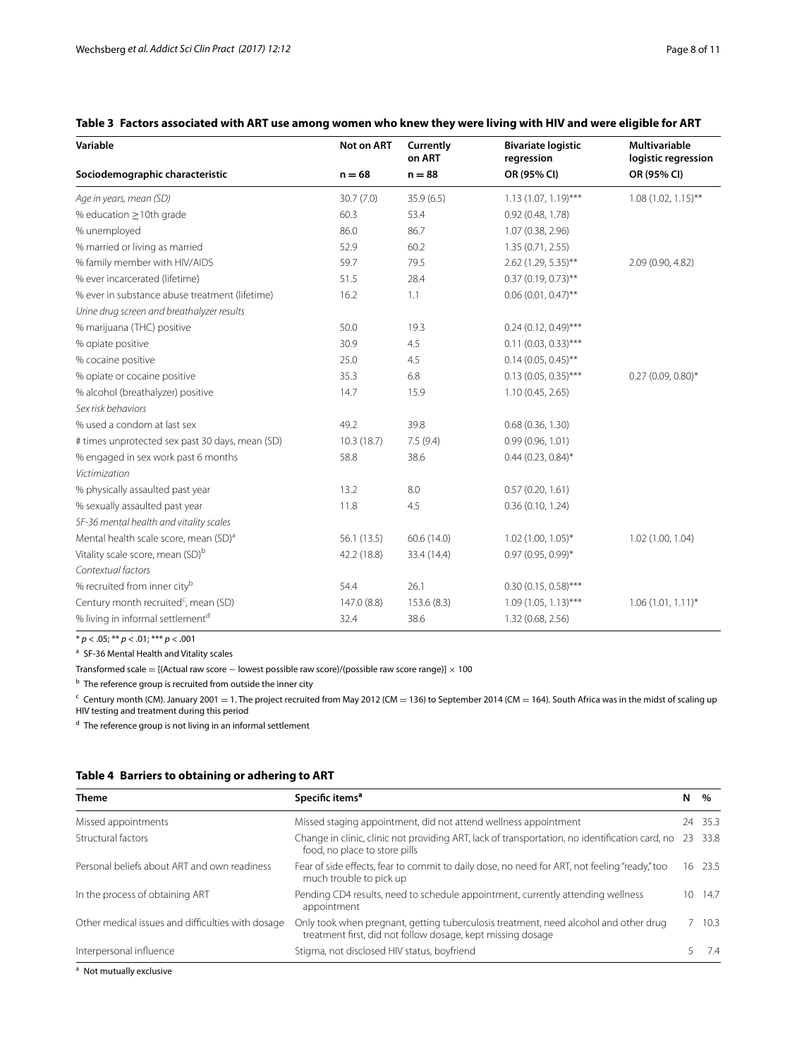**Table 3 Factors associated with ART use among women who knew they were living with HIV and were eligible for ART**

| Variable | Not on ART | Currently on ART | Bivariate logistic regression | Multivariable logistic regression |
|---|---|---|---|---|
| Sociodemographic characteristic | n = 68 | n = 88 | OR (95% CI) | OR (95% CI) |
| *Age in years, mean (SD)* | 30.7 (7.0) | 35.9 (6.5) | 1.13 (1.07, 1.19)*** | 1.08 (1.02, 1.15)** |
| % education ≥10th grade | 60.3 | 53.4 | 0.92 (0.48, 1.78) | |
| % unemployed | 86.0 | 86.7 | 1.07 (0.38, 2.96) | |
| % married or living as married | 52.9 | 60.2 | 1.35 (0.71, 2.55) | |
| % family member with HIV/AIDS | 59.7 | 79.5 | 2.62 (1.29, 5.35)** | 2.09 (0.90, 4.82) |
| % ever incarcerated (lifetime) | 51.5 | 28.4 | 0.37 (0.19, 0.73)** | |
| % ever in substance abuse treatment (lifetime) | 16.2 | 1.1 | 0.06 (0.01, 0.47)** | |
| *Urine drug screen and breathalyzer results* | | | | |
| % marijuana (THC) positive | 50.0 | 19.3 | 0.24 (0.12, 0.49)*** | |
| % opiate positive | 30.9 | 4.5 | 0.11 (0.03, 0.33)*** | |
| % cocaine positive | 25.0 | 4.5 | 0.14 (0.05, 0.45)** | |
| % opiate or cocaine positive | 35.3 | 6.8 | 0.13 (0.05, 0.35)*** | 0.27 (0.09, 0.80)* |
| % alcohol (breathalyzer) positive | 14.7 | 15.9 | 1.10 (0.45, 2.65) | |
| *Sex risk behaviors* | | | | |
| % used a condom at last sex | 49.2 | 39.8 | 0.68 (0.36, 1.30) | |
| # times unprotected sex past 30 days, mean (SD) | 10.3 (18.7) | 7.5 (9.4) | 0.99 (0.96, 1.01) | |
| % engaged in sex work past 6 months | 58.8 | 38.6 | 0.44 (0.23, 0.84)* | |
| *Victimization* | | | | |
| % physically assaulted past year | 13.2 | 8.0 | 0.57 (0.20, 1.61) | |
| % sexually assaulted past year | 11.8 | 4.5 | 0.36 (0.10, 1.24) | |
| *SF-36 mental health and vitality scales* | | | | |
| Mental health scale score, mean (SD)[a] | 56.1 (13.5) | 60.6 (14.0) | 1.02 (1.00, 1.05)* | 1.02 (1.00, 1.04) |
| Vitality scale score, mean (SD)[b] | 42.2 (18.8) | 33.4 (14.4) | 0.97 (0.95, 0.99)* | |
| *Contextual factors* | | | | |
| % recruited from inner city[b] | 54.4 | 26.1 | 0.30 (0.15, 0.58)*** | |
| Century month recruited[c], mean (SD) | 147.0 (8.8) | 153.6 (8.3) | 1.09 (1.05, 1.13)*** | 1.06 (1.01, 1.11)* |
| % living in informal settlement[d] | 32.4 | 38.6 | 1.32 (0.68, 2.56) | |

\* $p < .05$; \*\* $p < .01$; \*\*\* $p < .001$

[a] SF-36 Mental Health and Vitality scales

Transformed scale = [(Actual raw score − lowest possible raw score)/(possible raw score range)] × 100

[b] The reference group is recruited from outside the inner city

[c] Century month (CM). January 2001 = 1. The project recruited from May 2012 (CM = 136) to September 2014 (CM = 164). South Africa was in the midst of scaling up HIV testing and treatment during this period

[d] The reference group is not living in an informal settlement

**Table 4 Barriers to obtaining or adhering to ART**

| Theme | Specific items[a] | N | % |
|---|---|---|---|
| Missed appointments | Missed staging appointment, did not attend wellness appointment | 24 | 35.3 |
| Structural factors | Change in clinic, clinic not providing ART, lack of transportation, no identification card, no food, no place to store pills | 23 | 33.8 |
| Personal beliefs about ART and own readiness | Fear of side effects, fear to commit to daily dose, no need for ART, not feeling "ready," too much trouble to pick up | 16 | 23.5 |
| In the process of obtaining ART | Pending CD4 results, need to schedule appointment, currently attending wellness appointment | 10 | 14.7 |
| Other medical issues and difficulties with dosage | Only took when pregnant, getting tuberculosis treatment, need alcohol and other drug treatment first, did not follow dosage, kept missing dosage | 7 | 10.3 |
| Interpersonal influence | Stigma, not disclosed HIV status, boyfriend | 5 | 7.4 |

[a] Not mutually exclusive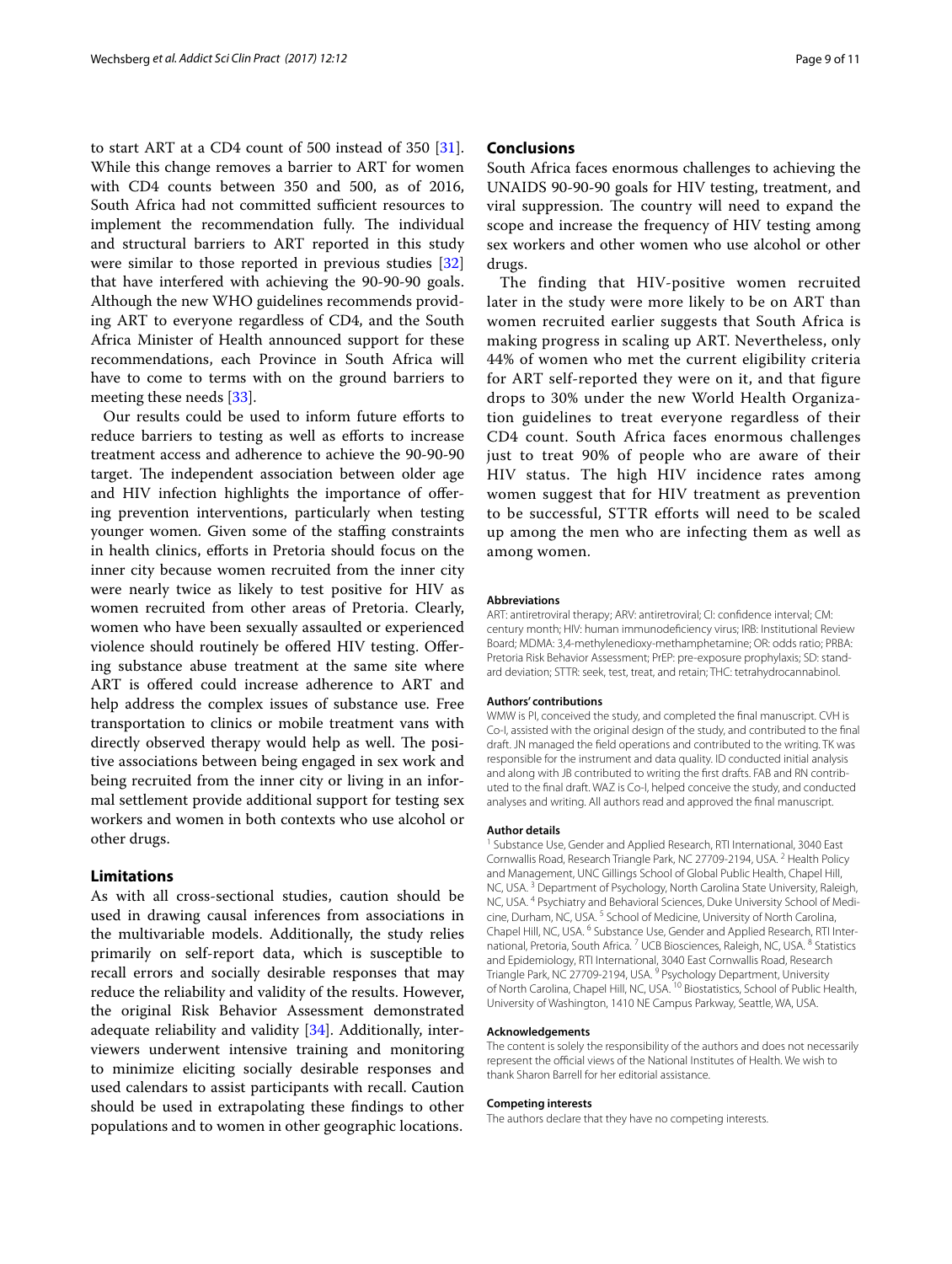to start ART at a CD4 count of 500 instead of 350 [31]. While this change removes a barrier to ART for women with CD4 counts between 350 and 500, as of 2016, South Africa had not committed sufficient resources to implement the recommendation fully. The individual and structural barriers to ART reported in this study were similar to those reported in previous studies [32] that have interfered with achieving the 90-90-90 goals. Although the new WHO guidelines recommends providing ART to everyone regardless of CD4, and the South Africa Minister of Health announced support for these recommendations, each Province in South Africa will have to come to terms with on the ground barriers to meeting these needs [33].

Our results could be used to inform future efforts to reduce barriers to testing as well as efforts to increase treatment access and adherence to achieve the 90-90-90 target. The independent association between older age and HIV infection highlights the importance of offering prevention interventions, particularly when testing younger women. Given some of the staffing constraints in health clinics, efforts in Pretoria should focus on the inner city because women recruited from the inner city were nearly twice as likely to test positive for HIV as women recruited from other areas of Pretoria. Clearly, women who have been sexually assaulted or experienced violence should routinely be offered HIV testing. Offering substance abuse treatment at the same site where ART is offered could increase adherence to ART and help address the complex issues of substance use. Free transportation to clinics or mobile treatment vans with directly observed therapy would help as well. The positive associations between being engaged in sex work and being recruited from the inner city or living in an informal settlement provide additional support for testing sex workers and women in both contexts who use alcohol or other drugs.

## Limitations

As with all cross-sectional studies, caution should be used in drawing causal inferences from associations in the multivariable models. Additionally, the study relies primarily on self-report data, which is susceptible to recall errors and socially desirable responses that may reduce the reliability and validity of the results. However, the original Risk Behavior Assessment demonstrated adequate reliability and validity [34]. Additionally, interviewers underwent intensive training and monitoring to minimize eliciting socially desirable responses and used calendars to assist participants with recall. Caution should be used in extrapolating these findings to other populations and to women in other geographic locations.

## Conclusions

South Africa faces enormous challenges to achieving the UNAIDS 90-90-90 goals for HIV testing, treatment, and viral suppression. The country will need to expand the scope and increase the frequency of HIV testing among sex workers and other women who use alcohol or other drugs.

The finding that HIV-positive women recruited later in the study were more likely to be on ART than women recruited earlier suggests that South Africa is making progress in scaling up ART. Nevertheless, only 44% of women who met the current eligibility criteria for ART self-reported they were on it, and that figure drops to 30% under the new World Health Organization guidelines to treat everyone regardless of their CD4 count. South Africa faces enormous challenges just to treat 90% of people who are aware of their HIV status. The high HIV incidence rates among women suggest that for HIV treatment as prevention to be successful, STTR efforts will need to be scaled up among the men who are infecting them as well as among women.

#### Abbreviations

ART: antiretroviral therapy; ARV: antiretroviral; CI: confidence interval; CM: century month; HIV: human immunodeficiency virus; IRB: Institutional Review Board; MDMA: 3,4-methylenedioxy-methamphetamine; OR: odds ratio; PRBA: Pretoria Risk Behavior Assessment; PrEP: pre-exposure prophylaxis; SD: standard deviation; STTR: seek, test, treat, and retain; THC: tetrahydrocannabinol.

#### Authors' contributions

WMW is PI, conceived the study, and completed the final manuscript. CVH is Co-I, assisted with the original design of the study, and contributed to the final draft. JN managed the field operations and contributed to the writing. TK was responsible for the instrument and data quality. ID conducted initial analysis and along with JB contributed to writing the first drafts. FAB and RN contributed to the final draft. WAZ is Co-I, helped conceive the study, and conducted analyses and writing. All authors read and approved the final manuscript.

#### Author details

[1] Substance Use, Gender and Applied Research, RTI International, 3040 East Cornwallis Road, Research Triangle Park, NC 27709-2194, USA. [2] Health Policy and Management, UNC Gillings School of Global Public Health, Chapel Hill, NC, USA. [3] Department of Psychology, North Carolina State University, Raleigh, NC, USA. [4] Psychiatry and Behavioral Sciences, Duke University School of Medicine, Durham, NC, USA. [5] School of Medicine, University of North Carolina, Chapel Hill, NC, USA. [6] Substance Use, Gender and Applied Research, RTI International, Pretoria, South Africa. [7] UCB Biosciences, Raleigh, NC, USA. [8] Statistics and Epidemiology, RTI International, 3040 East Cornwallis Road, Research Triangle Park, NC 27709-2194, USA. [9] Psychology Department, University of North Carolina, Chapel Hill, NC, USA. [10] Biostatistics, School of Public Health, University of Washington, 1410 NE Campus Parkway, Seattle, WA, USA.

#### Acknowledgements

The content is solely the responsibility of the authors and does not necessarily represent the official views of the National Institutes of Health. We wish to thank Sharon Barrell for her editorial assistance.

#### Competing interests

The authors declare that they have no competing interests.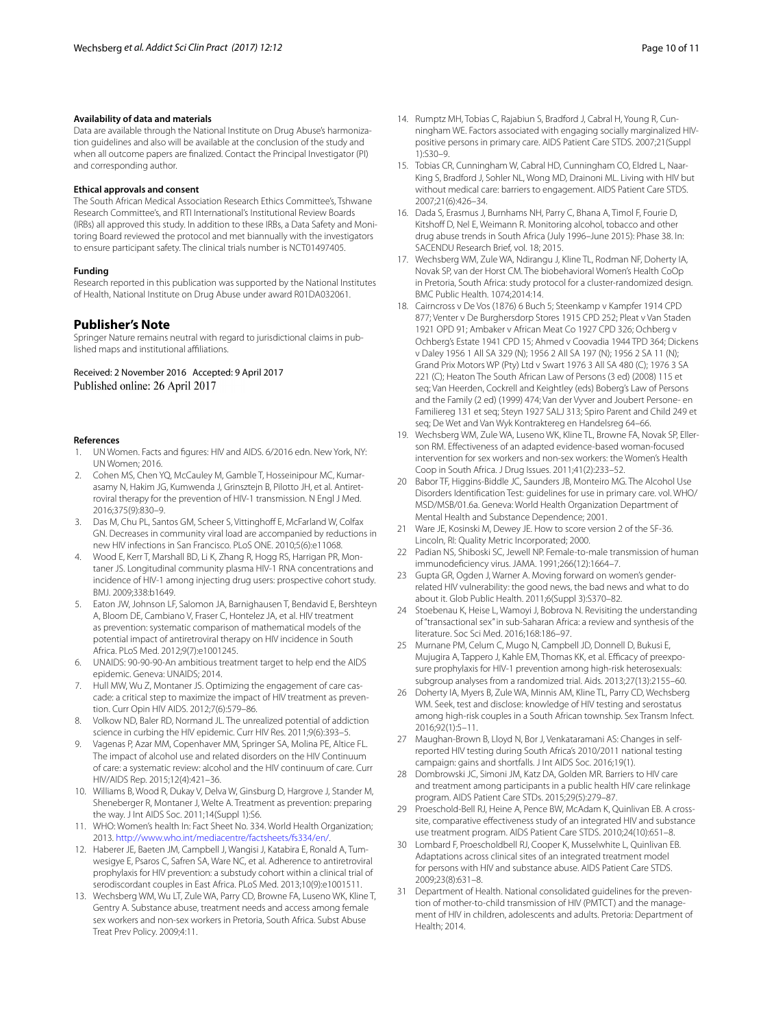**Availability of data and materials**

Data are available through the National Institute on Drug Abuse's harmonization guidelines and also will be available at the conclusion of the study and when all outcome papers are finalized. Contact the Principal Investigator (PI) and corresponding author.

**Ethical approvals and consent**

The South African Medical Association Research Ethics Committee's, Tshwane Research Committee's, and RTI International's Institutional Review Boards (IRBs) all approved this study. In addition to these IRBs, a Data Safety and Monitoring Board reviewed the protocol and met biannually with the investigators to ensure participant safety. The clinical trials number is NCT01497405.

**Funding**

Research reported in this publication was supported by the National Institutes of Health, National Institute on Drug Abuse under award R01DA032061.

## Publisher's Note

Springer Nature remains neutral with regard to jurisdictional claims in published maps and institutional affiliations.

Received: 2 November 2016 Accepted: 9 April 2017
Published online: 26 April 2017

## References

1. UN Women. Facts and figures: HIV and AIDS. 6/2016 edn. New York, NY: UN Women; 2016.
2. Cohen MS, Chen YQ, McCauley M, Gamble T, Hosseinipour MC, Kumarasamy N, Hakim JG, Kumwenda J, Grinsztejn B, Pilotto JH, et al. Antiretroviral therapy for the prevention of HIV-1 transmission. N Engl J Med. 2016;375(9):830–9.
3. Das M, Chu PL, Santos GM, Scheer S, Vittinghoff E, McFarland W, Colfax GN. Decreases in community viral load are accompanied by reductions in new HIV infections in San Francisco. PLoS ONE. 2010;5(6):e11068.
4. Wood E, Kerr T, Marshall BD, Li K, Zhang R, Hogg RS, Harrigan PR, Montaner JS. Longitudinal community plasma HIV-1 RNA concentrations and incidence of HIV-1 among injecting drug users: prospective cohort study. BMJ. 2009;338:b1649.
5. Eaton JW, Johnson LF, Salomon JA, Barnighausen T, Bendavid E, Bershteyn A, Bloom DE, Cambiano V, Fraser C, Hontelez JA, et al. HIV treatment as prevention: systematic comparison of mathematical models of the potential impact of antiretroviral therapy on HIV incidence in South Africa. PLoS Med. 2012;9(7):e1001245.
6. UNAIDS: 90-90-90-An ambitious treatment target to help end the AIDS epidemic. Geneva: UNAIDS; 2014.
7. Hull MW, Wu Z, Montaner JS. Optimizing the engagement of care cascade: a critical step to maximize the impact of HIV treatment as prevention. Curr Opin HIV AIDS. 2012;7(6):579–86.
8. Volkow ND, Baler RD, Normand JL. The unrealized potential of addiction science in curbing the HIV epidemic. Curr HIV Res. 2011;9(6):393–5.
9. Vagenas P, Azar MM, Copenhaver MM, Springer SA, Molina PE, Altice FL. The impact of alcohol use and related disorders on the HIV Continuum of care: a systematic review: alcohol and the HIV continuum of care. Curr HIV/AIDS Rep. 2015;12(4):421–36.
10. Williams B, Wood R, Dukay V, Delva W, Ginsburg D, Hargrove J, Stander M, Sheneberger R, Montaner J, Welte A. Treatment as prevention: preparing the way. J Int AIDS Soc. 2011;14(Suppl 1):S6.
11. WHO: Women's health In: Fact Sheet No. 334. World Health Organization; 2013. http://www.who.int/mediacentre/factsheets/fs334/en/.
12. Haberer JE, Baeten JM, Campbell J, Wangisi J, Katabira E, Ronald A, Tumwesigye E, Psaros C, Safren SA, Ware NC, et al. Adherence to antiretroviral prophylaxis for HIV prevention: a substudy cohort within a clinical trial of serodiscordant couples in East Africa. PLoS Med. 2013;10(9):e1001511.
13. Wechsberg WM, Wu LT, Zule WA, Parry CD, Browne FA, Luseno WK, Kline T, Gentry A. Substance abuse, treatment needs and access among female sex workers and non-sex workers in Pretoria, South Africa. Subst Abuse Treat Prev Policy. 2009;4:11.
14. Rumptz MH, Tobias C, Rajabiun S, Bradford J, Cabral H, Young R, Cunningham WE. Factors associated with engaging socially marginalized HIV-positive persons in primary care. AIDS Patient Care STDS. 2007;21(Suppl 1):S30–9.
15. Tobias CR, Cunningham W, Cabral HD, Cunningham CO, Eldred L, Naar-King S, Bradford J, Sohler NL, Wong MD, Drainoni ML. Living with HIV but without medical care: barriers to engagement. AIDS Patient Care STDS. 2007;21(6):426–34.
16. Dada S, Erasmus J, Burnhams NH, Parry C, Bhana A, Timol F, Fourie D, Kitshoff D, Nel E, Weimann R. Monitoring alcohol, tobacco and other drug abuse trends in South Africa (July 1996–June 2015): Phase 38. In: SACENDU Research Brief, vol. 18; 2015.
17. Wechsberg WM, Zule WA, Ndirangu J, Kline TL, Rodman NF, Doherty IA, Novak SP, van der Horst CM. The biobehavioral Women's Health CoOp in Pretoria, South Africa: study protocol for a cluster-randomized design. BMC Public Health. 1074;2014:14.
18. Cairncross v De Vos (1876) 6 Buch 5; Steenkamp v Kampfer 1914 CPD 877; Venter v De Burghersdorp Stores 1915 CPD 252; Pleat v Van Staden 1921 OPD 91; Ambaker v African Meat Co 1927 CPD 326; Ochberg v Ochberg's Estate 1941 CPD 15; Ahmed v Coovadia 1944 TPD 364; Dickens v Daley 1956 1 All SA 329 (N); 1956 2 All SA 197 (N); 1956 2 SA 11 (N); Grand Prix Motors WP (Pty) Ltd v Swart 1976 3 All SA 480 (C); 1976 3 SA 221 (C); Heaton The South African Law of Persons (3 ed) (2008) 115 et seq; Van Heerden, Cockrell and Keightley (eds) Boberg's Law of Persons and the Family (2 ed) (1999) 474; Van der Vyver and Joubert Persone- en Familiereg 131 et seq; Steyn 1927 SALJ 313; Spiro Parent and Child 249 et seq; De Wet and Van Wyk Kontraktereg en Handelsreg 64–66.
19. Wechsberg WM, Zule WA, Luseno WK, Kline TL, Browne FA, Novak SP, Ellerson RM. Effectiveness of an adapted evidence-based woman-focused intervention for sex workers and non-sex workers: the Women's Health Coop in South Africa. J Drug Issues. 2011;41(2):233–52.
20. Babor TF, Higgins-Biddle JC, Saunders JB, Monteiro MG. The Alcohol Use Disorders Identification Test: guidelines for use in primary care. vol. WHO/MSD/MSB/01.6a. Geneva: World Health Organization Department of Mental Health and Substance Dependence; 2001.
21. Ware JE, Kosinski M, Dewey JE. How to score version 2 of the SF-36. Lincoln, RI: Quality Metric Incorporated; 2000.
22. Padian NS, Shiboski SC, Jewell NP. Female-to-male transmission of human immunodeficiency virus. JAMA. 1991;266(12):1664–7.
23. Gupta GR, Ogden J, Warner A. Moving forward on women's gender-related HIV vulnerability: the good news, the bad news and what to do about it. Glob Public Health. 2011;6(Suppl 3):S370–82.
24. Stoebenau K, Heise L, Wamoyi J, Bobrova N. Revisiting the understanding of "transactional sex" in sub-Saharan Africa: a review and synthesis of the literature. Soc Sci Med. 2016;168:186–97.
25. Murnane PM, Celum C, Mugo N, Campbell JD, Donnell D, Bukusi E, Mujugira A, Tappero J, Kahle EM, Thomas KK, et al. Efficacy of preexposure prophylaxis for HIV-1 prevention among high-risk heterosexuals: subgroup analyses from a randomized trial. Aids. 2013;27(13):2155–60.
26. Doherty IA, Myers B, Zule WA, Minnis AM, Kline TL, Parry CD, Wechsberg WM. Seek, test and disclose: knowledge of HIV testing and serostatus among high-risk couples in a South African township. Sex Transm Infect. 2016;92(1):5–11.
27. Maughan-Brown B, Lloyd N, Bor J, Venkataramani AS: Changes in self-reported HIV testing during South Africa's 2010/2011 national testing campaign: gains and shortfalls. J Int AIDS Soc. 2016;19(1).
28. Dombrowski JC, Simoni JM, Katz DA, Golden MR. Barriers to HIV care and treatment among participants in a public health HIV care relinkage program. AIDS Patient Care STDs. 2015;29(5):279–87.
29. Proeschold-Bell RJ, Heine A, Pence BW, McAdam K, Quinlivan EB. A cross-site, comparative effectiveness study of an integrated HIV and substance use treatment program. AIDS Patient Care STDS. 2010;24(10):651–8.
30. Lombard F, Proeschold-Bell RJ, Cooper K, Musselwhite L, Quinlivan EB. Adaptations across clinical sites of an integrated treatment model for persons with HIV and substance abuse. AIDS Patient Care STDS. 2009;23(8):631–8.
31. Department of Health. National consolidated guidelines for the prevention of mother-to-child transmission of HIV (PMTCT) and the management of HIV in children, adolescents and adults. Pretoria: Department of Health; 2014.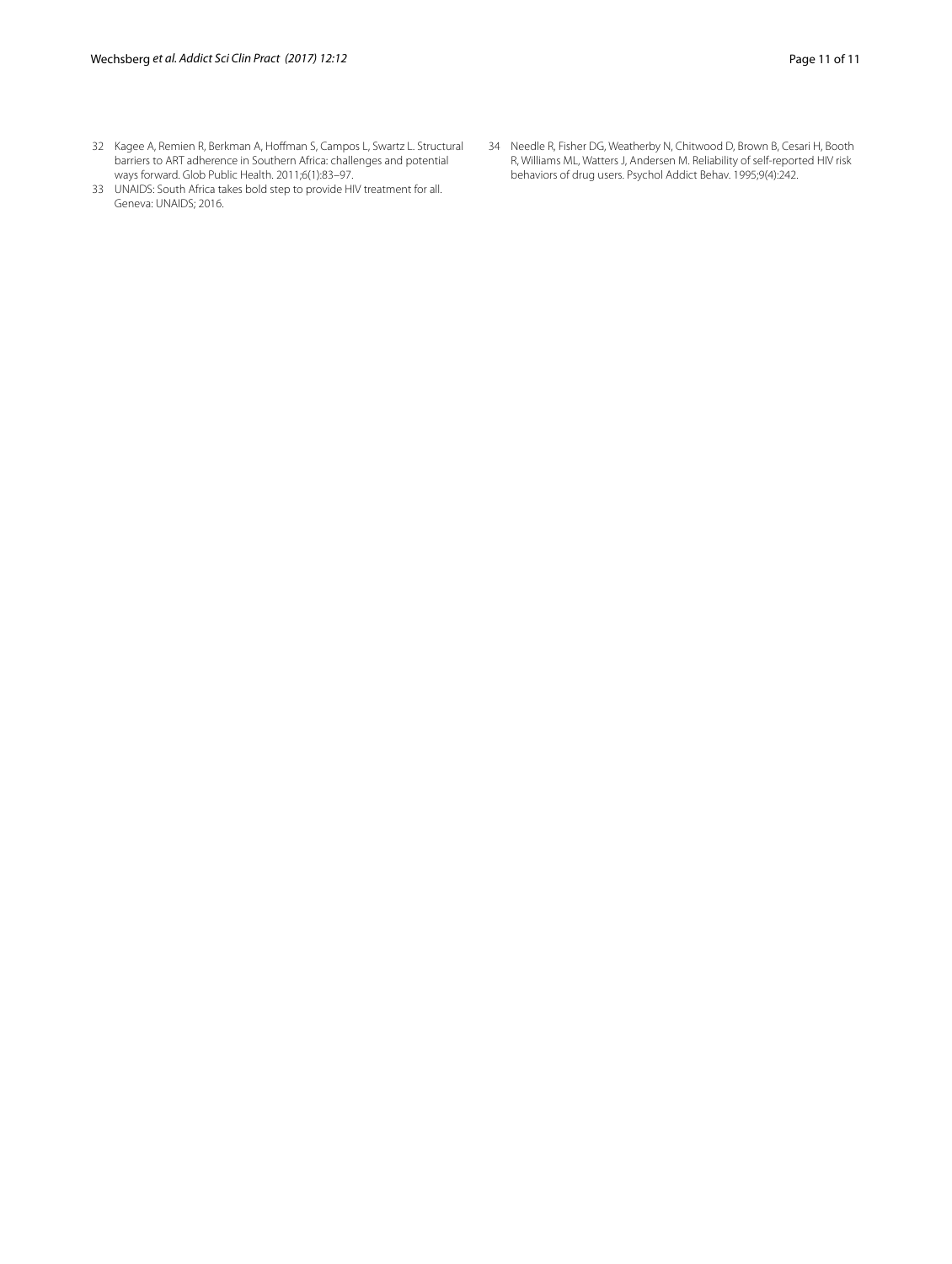32. Kagee A, Remien R, Berkman A, Hoffman S, Campos L, Swartz L. Structural barriers to ART adherence in Southern Africa: challenges and potential ways forward. Glob Public Health. 2011;6(1):83–97.
33. UNAIDS: South Africa takes bold step to provide HIV treatment for all. Geneva: UNAIDS; 2016.
34. Needle R, Fisher DG, Weatherby N, Chitwood D, Brown B, Cesari H, Booth R, Williams ML, Watters J, Andersen M. Reliability of self-reported HIV risk behaviors of drug users. Psychol Addict Behav. 1995;9(4):242.